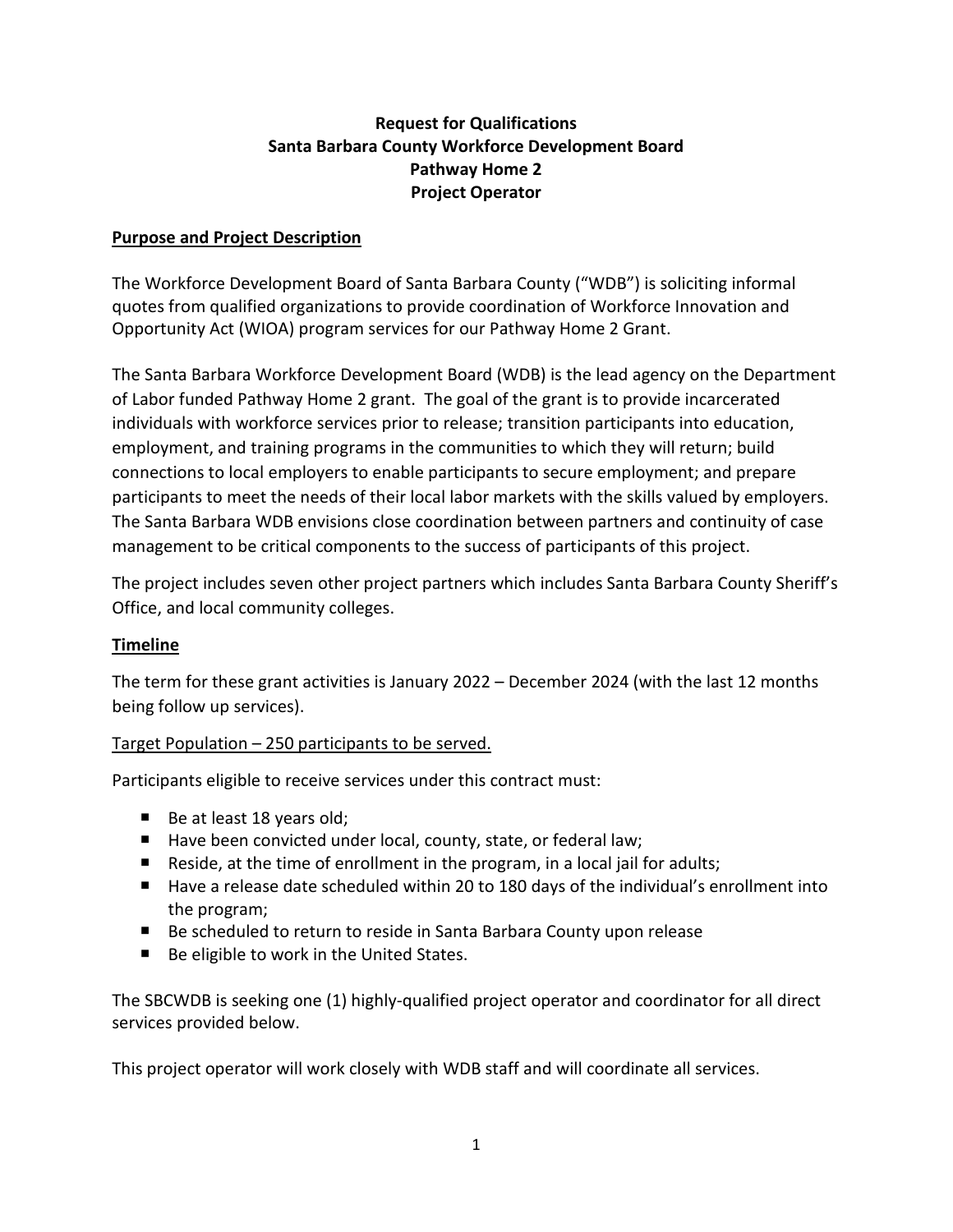**Request for Qualifications**
**Santa Barbara County Workforce Development Board**
**Pathway Home 2**
**Project Operator**

## Purpose and Project Description

The Workforce Development Board of Santa Barbara County ("WDB") is soliciting informal quotes from qualified organizations to provide coordination of Workforce Innovation and Opportunity Act (WIOA) program services for our Pathway Home 2 Grant.

The Santa Barbara Workforce Development Board (WDB) is the lead agency on the Department of Labor funded Pathway Home 2 grant. The goal of the grant is to provide incarcerated individuals with workforce services prior to release; transition participants into education, employment, and training programs in the communities to which they will return; build connections to local employers to enable participants to secure employment; and prepare participants to meet the needs of their local labor markets with the skills valued by employers. The Santa Barbara WDB envisions close coordination between partners and continuity of case management to be critical components to the success of participants of this project.

The project includes seven other project partners which includes Santa Barbara County Sheriff's Office, and local community colleges.

## Timeline

The term for these grant activities is January 2022 – December 2024 (with the last 12 months being follow up services).

<u>Target Population – 250 participants to be served.</u>

Participants eligible to receive services under this contract must:

- Be at least 18 years old;
- Have been convicted under local, county, state, or federal law;
- Reside, at the time of enrollment in the program, in a local jail for adults;
- Have a release date scheduled within 20 to 180 days of the individual's enrollment into the program;
- Be scheduled to return to reside in Santa Barbara County upon release
- Be eligible to work in the United States.

The SBCWDB is seeking one (1) highly-qualified project operator and coordinator for all direct services provided below.

This project operator will work closely with WDB staff and will coordinate all services.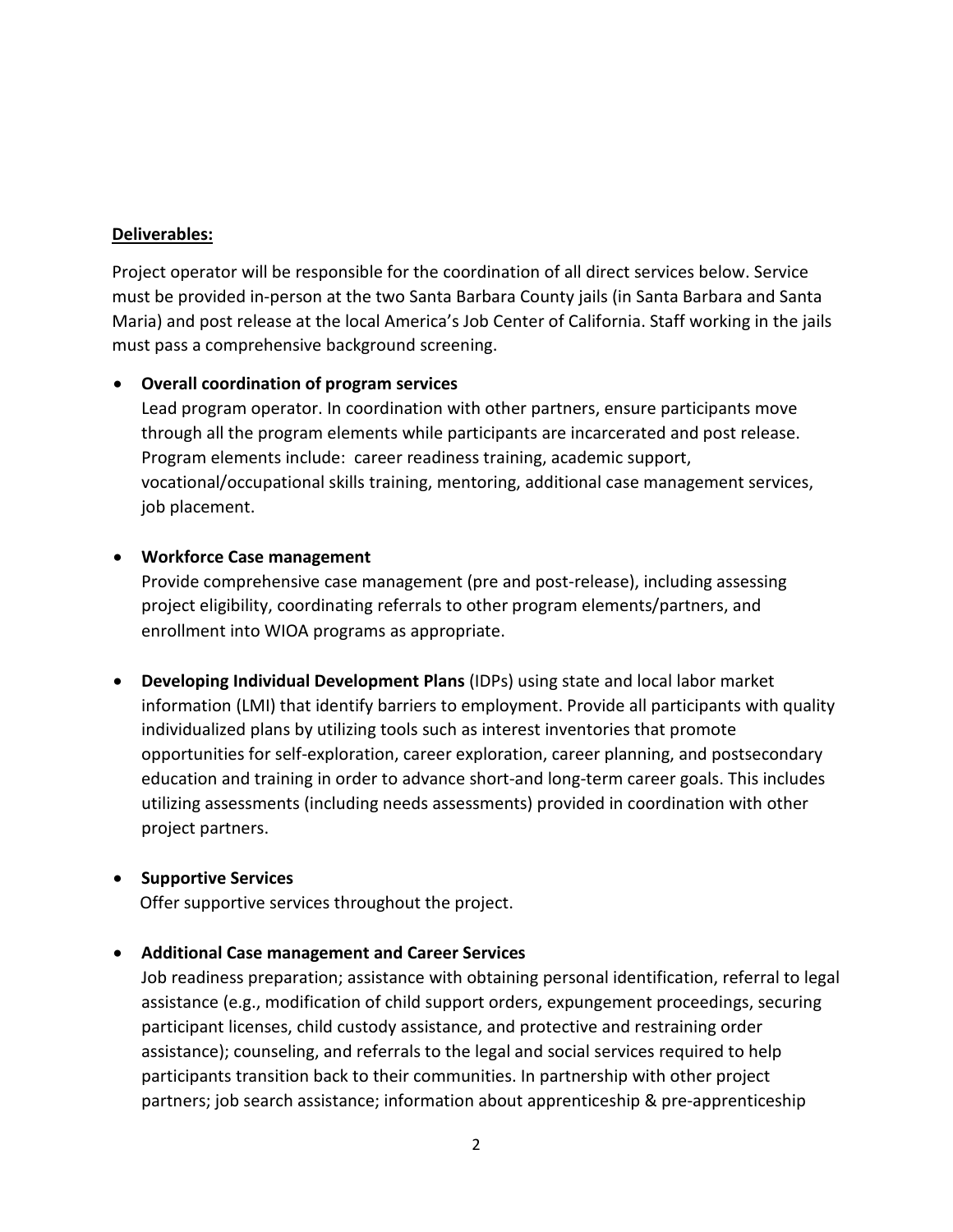**Deliverables:**

Project operator will be responsible for the coordination of all direct services below. Service must be provided in-person at the two Santa Barbara County jails (in Santa Barbara and Santa Maria) and post release at the local America's Job Center of California. Staff working in the jails must pass a comprehensive background screening.

- **Overall coordination of program services**
  Lead program operator. In coordination with other partners, ensure participants move through all the program elements while participants are incarcerated and post release. Program elements include: career readiness training, academic support, vocational/occupational skills training, mentoring, additional case management services, job placement.

- **Workforce Case management**
  Provide comprehensive case management (pre and post-release), including assessing project eligibility, coordinating referrals to other program elements/partners, and enrollment into WIOA programs as appropriate.

- **Developing Individual Development Plans** (IDPs) using state and local labor market information (LMI) that identify barriers to employment. Provide all participants with quality individualized plans by utilizing tools such as interest inventories that promote opportunities for self-exploration, career exploration, career planning, and postsecondary education and training in order to advance short-and long-term career goals. This includes utilizing assessments (including needs assessments) provided in coordination with other project partners.

- **Supportive Services**
  Offer supportive services throughout the project.

- **Additional Case management and Career Services**
  Job readiness preparation; assistance with obtaining personal identification, referral to legal assistance (e.g., modification of child support orders, expungement proceedings, securing participant licenses, child custody assistance, and protective and restraining order assistance); counseling, and referrals to the legal and social services required to help participants transition back to their communities. In partnership with other project partners; job search assistance; information about apprenticeship & pre-apprenticeship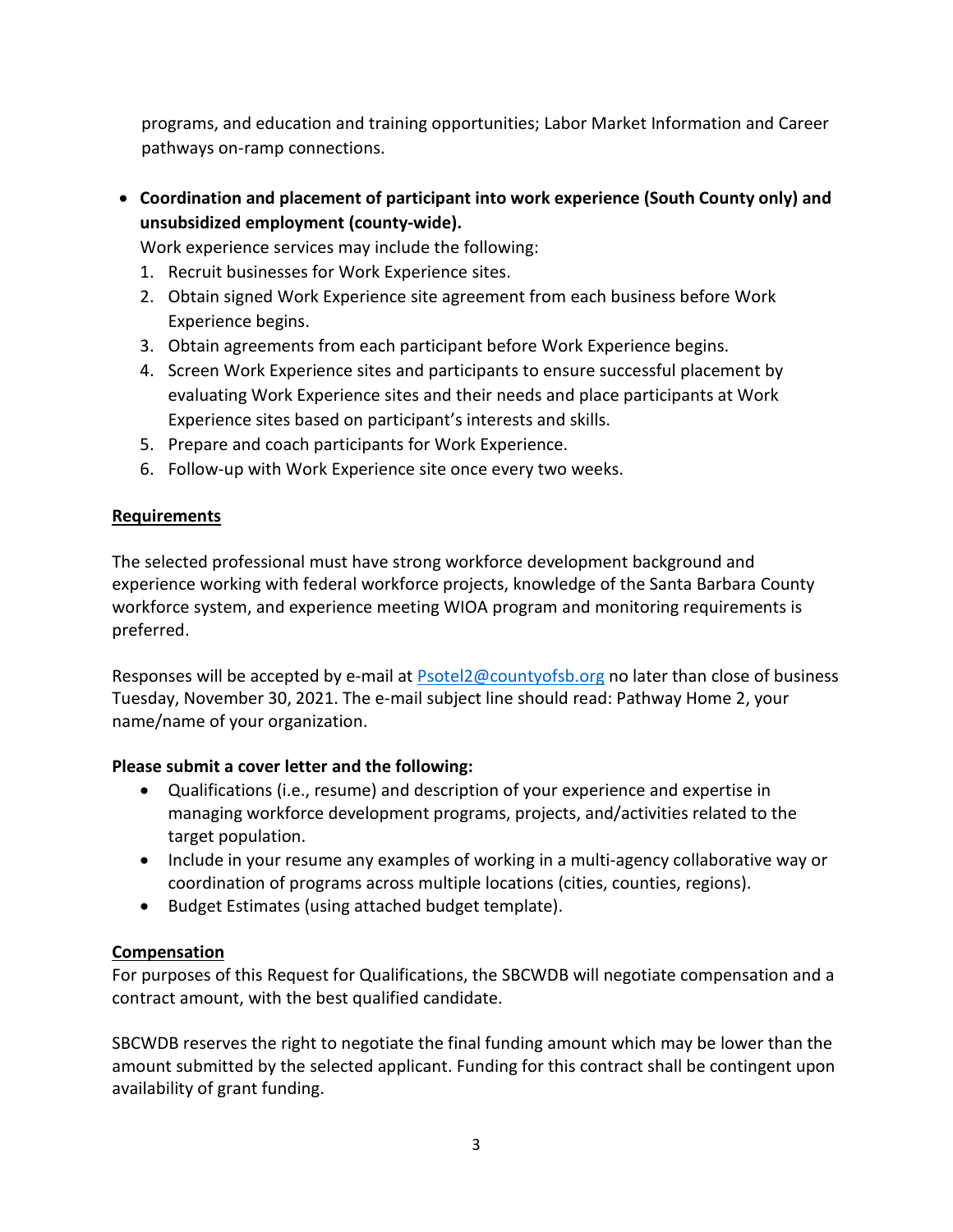programs, and education and training opportunities; Labor Market Information and Career pathways on-ramp connections.

- **Coordination and placement of participant into work experience (South County only) and unsubsidized employment (county-wide).**

  Work experience services may include the following:

  1. Recruit businesses for Work Experience sites.
  2. Obtain signed Work Experience site agreement from each business before Work Experience begins.
  3. Obtain agreements from each participant before Work Experience begins.
  4. Screen Work Experience sites and participants to ensure successful placement by evaluating Work Experience sites and their needs and place participants at Work Experience sites based on participant's interests and skills.
  5. Prepare and coach participants for Work Experience.
  6. Follow-up with Work Experience site once every two weeks.

**<u>Requirements</u>**

The selected professional must have strong workforce development background and experience working with federal workforce projects, knowledge of the Santa Barbara County workforce system, and experience meeting WIOA program and monitoring requirements is preferred.

Responses will be accepted by e-mail at [Psotel2@countyofsb.org](mailto:Psotel2@countyofsb.org) no later than close of business Tuesday, November 30, 2021. The e-mail subject line should read: Pathway Home 2, your name/name of your organization.

**Please submit a cover letter and the following:**

- Qualifications (i.e., resume) and description of your experience and expertise in managing workforce development programs, projects, and/activities related to the target population.
- Include in your resume any examples of working in a multi-agency collaborative way or coordination of programs across multiple locations (cities, counties, regions).
- Budget Estimates (using attached budget template).

**<u>Compensation</u>**

For purposes of this Request for Qualifications, the SBCWDB will negotiate compensation and a contract amount, with the best qualified candidate.

SBCWDB reserves the right to negotiate the final funding amount which may be lower than the amount submitted by the selected applicant. Funding for this contract shall be contingent upon availability of grant funding.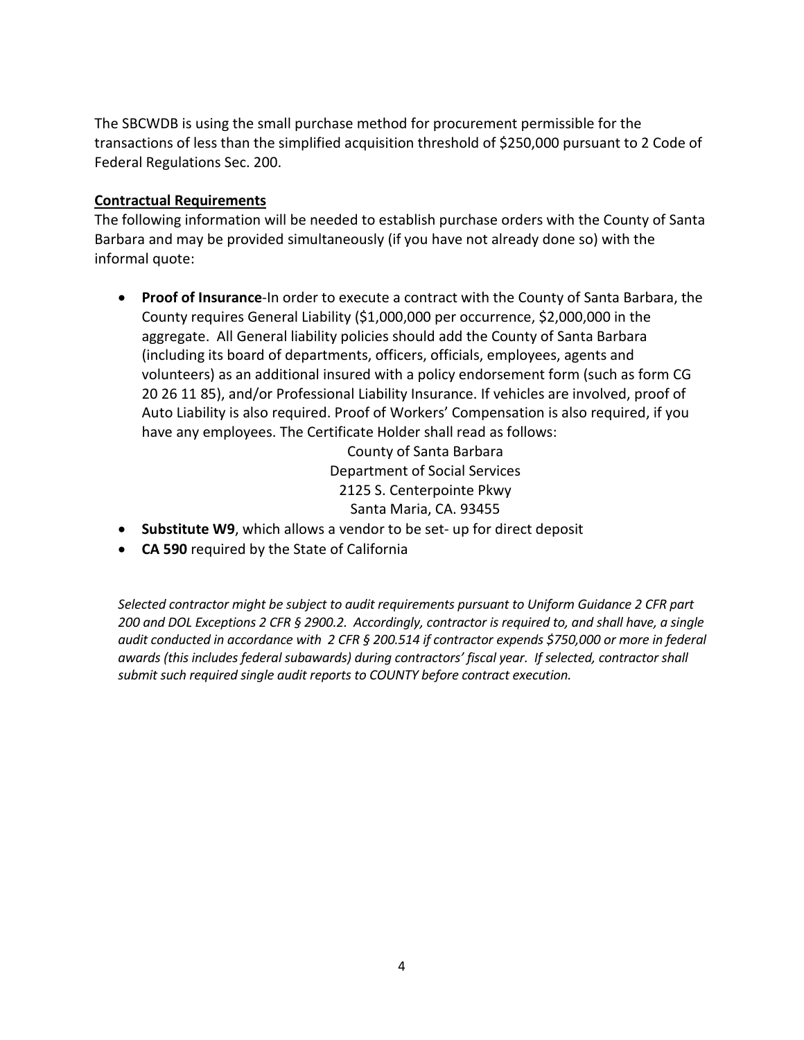The SBCWDB is using the small purchase method for procurement permissible for the transactions of less than the simplified acquisition threshold of $250,000 pursuant to 2 Code of Federal Regulations Sec. 200.

**Contractual Requirements**

The following information will be needed to establish purchase orders with the County of Santa Barbara and may be provided simultaneously (if you have not already done so) with the informal quote:

- **Proof of Insurance**-In order to execute a contract with the County of Santa Barbara, the County requires General Liability ($1,000,000 per occurrence, $2,000,000 in the aggregate. All General liability policies should add the County of Santa Barbara (including its board of departments, officers, officials, employees, agents and volunteers) as an additional insured with a policy endorsement form (such as form CG 20 26 11 85), and/or Professional Liability Insurance. If vehicles are involved, proof of Auto Liability is also required. Proof of Workers' Compensation is also required, if you have any employees. The Certificate Holder shall read as follows:

  County of Santa Barbara
  Department of Social Services
  2125 S. Centerpointe Pkwy
  Santa Maria, CA. 93455

- **Substitute W9**, which allows a vendor to be set- up for direct deposit
- **CA 590** required by the State of California

*Selected contractor might be subject to audit requirements pursuant to Uniform Guidance 2 CFR part 200 and DOL Exceptions 2 CFR § 2900.2. Accordingly, contractor is required to, and shall have, a single audit conducted in accordance with 2 CFR § 200.514 if contractor expends $750,000 or more in federal awards (this includes federal subawards) during contractors' fiscal year. If selected, contractor shall submit such required single audit reports to COUNTY before contract execution.*